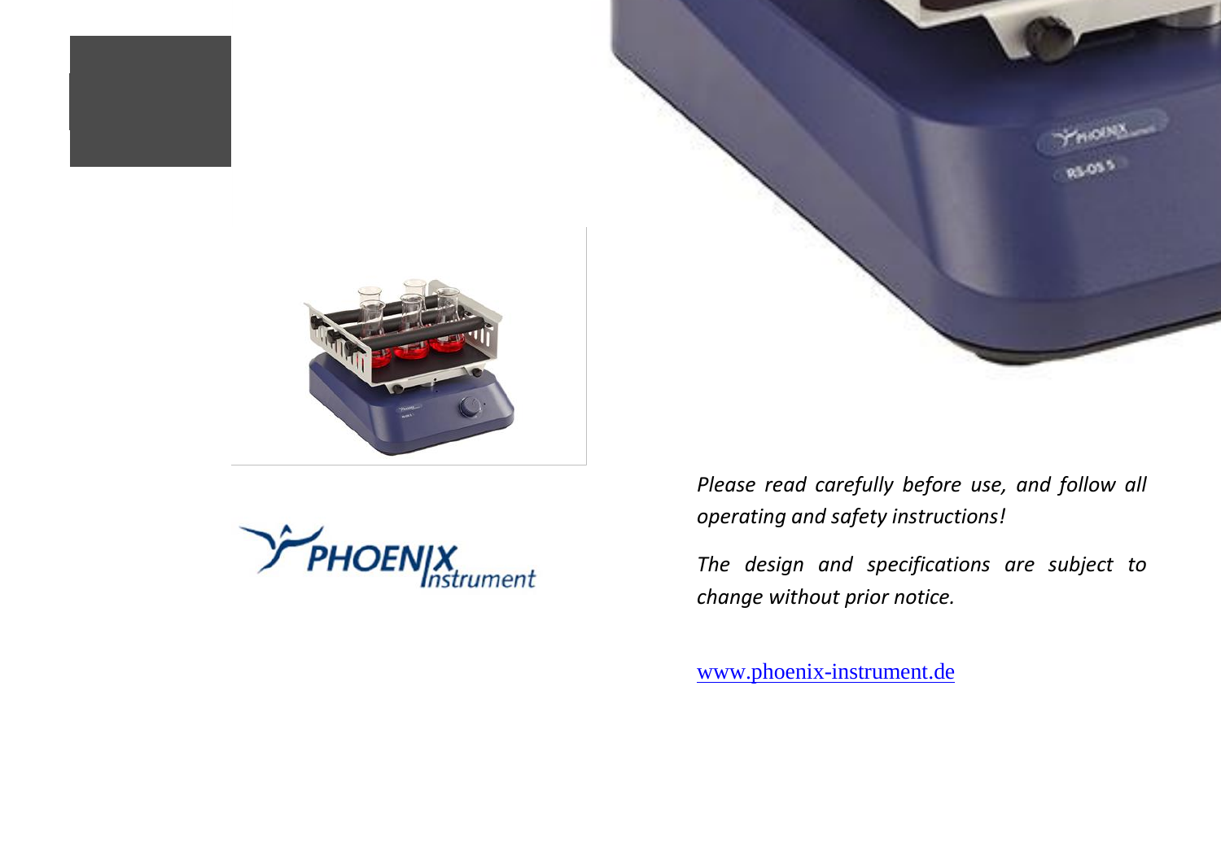*Please read carefully before use, and follow all operating and safety instructions!*

*The design and specifications are subject to change without prior notice.*

www.phoenix-instrument.de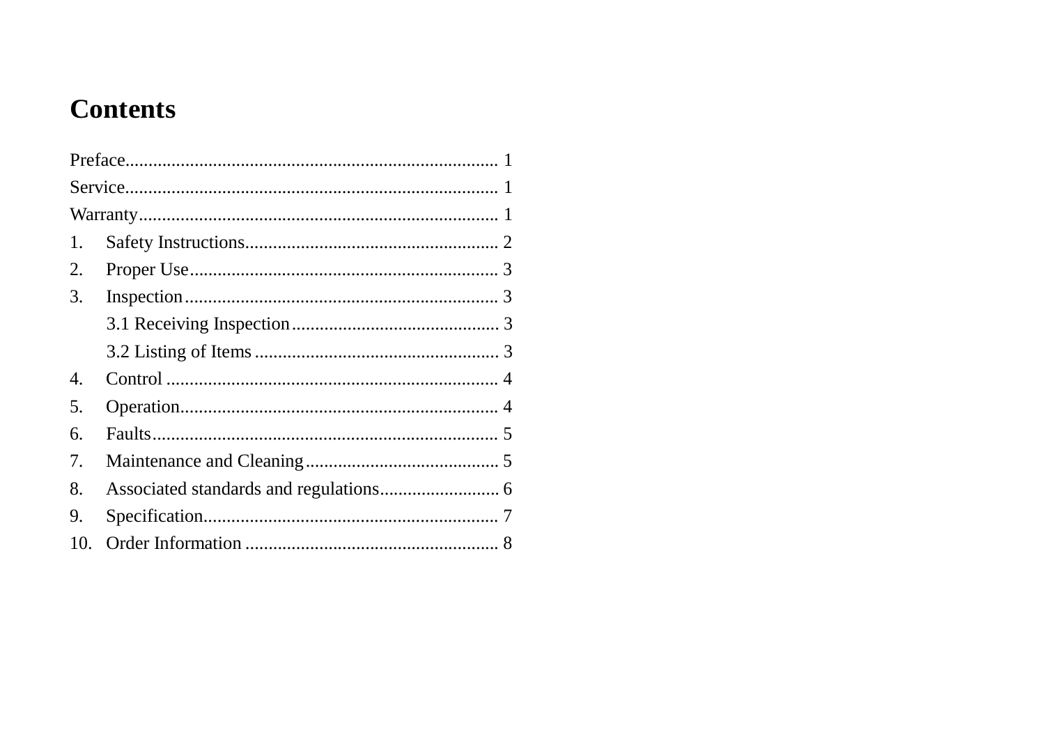# Contents

Preface................................................................................ 1
Service................................................................................ 1
Warranty............................................................................. 1
1. Safety Instructions....................................................... 2
2. Proper Use................................................................... 3
3. Inspection.................................................................... 3
   3.1 Receiving Inspection............................................. 3
   3.2 Listing of Items..................................................... 3
4. Control ........................................................................ 4
5. Operation..................................................................... 4
6. Faults........................................................................... 5
7. Maintenance and Cleaning.......................................... 5
8. Associated standards and regulations.......................... 6
9. Specification................................................................ 7
10. Order Information ...................................................... 8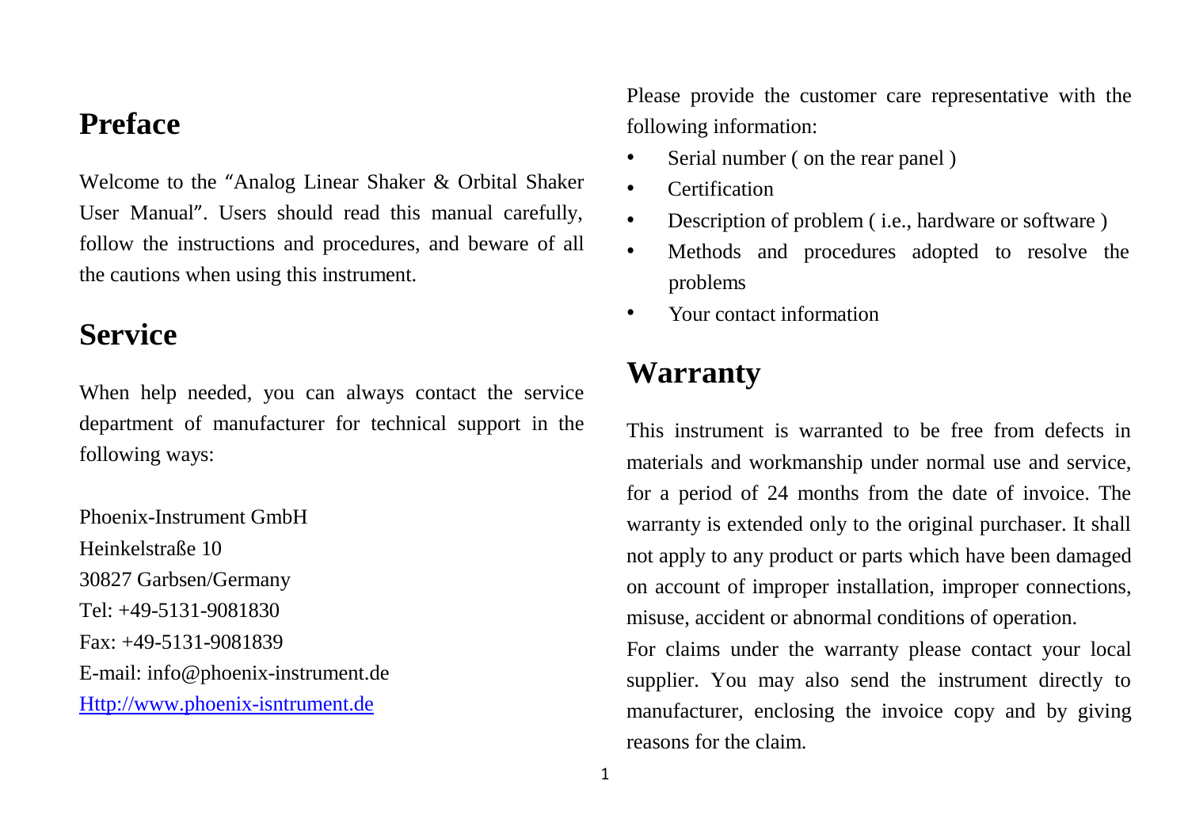## Preface

Welcome to the “Analog Linear Shaker & Orbital Shaker User Manual”. Users should read this manual carefully, follow the instructions and procedures, and beware of all the cautions when using this instrument.

## Service

When help needed, you can always contact the service department of manufacturer for technical support in the following ways:

Phoenix-Instrument GmbH  
Heinkelstraße 10  
30827 Garbsen/Germany  
Tel: +49-5131-9081830  
Fax: +49-5131-9081839  
E-mail: info@phoenix-instrument.de  
Http://www.phoenix-isntrument.de

Please provide the customer care representative with the following information:

- Serial number ( on the rear panel )
- Certification
- Description of problem ( i.e., hardware or software )
- Methods and procedures adopted to resolve the problems
- Your contact information

## Warranty

This instrument is warranted to be free from defects in materials and workmanship under normal use and service, for a period of 24 months from the date of invoice. The warranty is extended only to the original purchaser. It shall not apply to any product or parts which have been damaged on account of improper installation, improper connections, misuse, accident or abnormal conditions of operation.

For claims under the warranty please contact your local supplier. You may also send the instrument directly to manufacturer, enclosing the invoice copy and by giving reasons for the claim.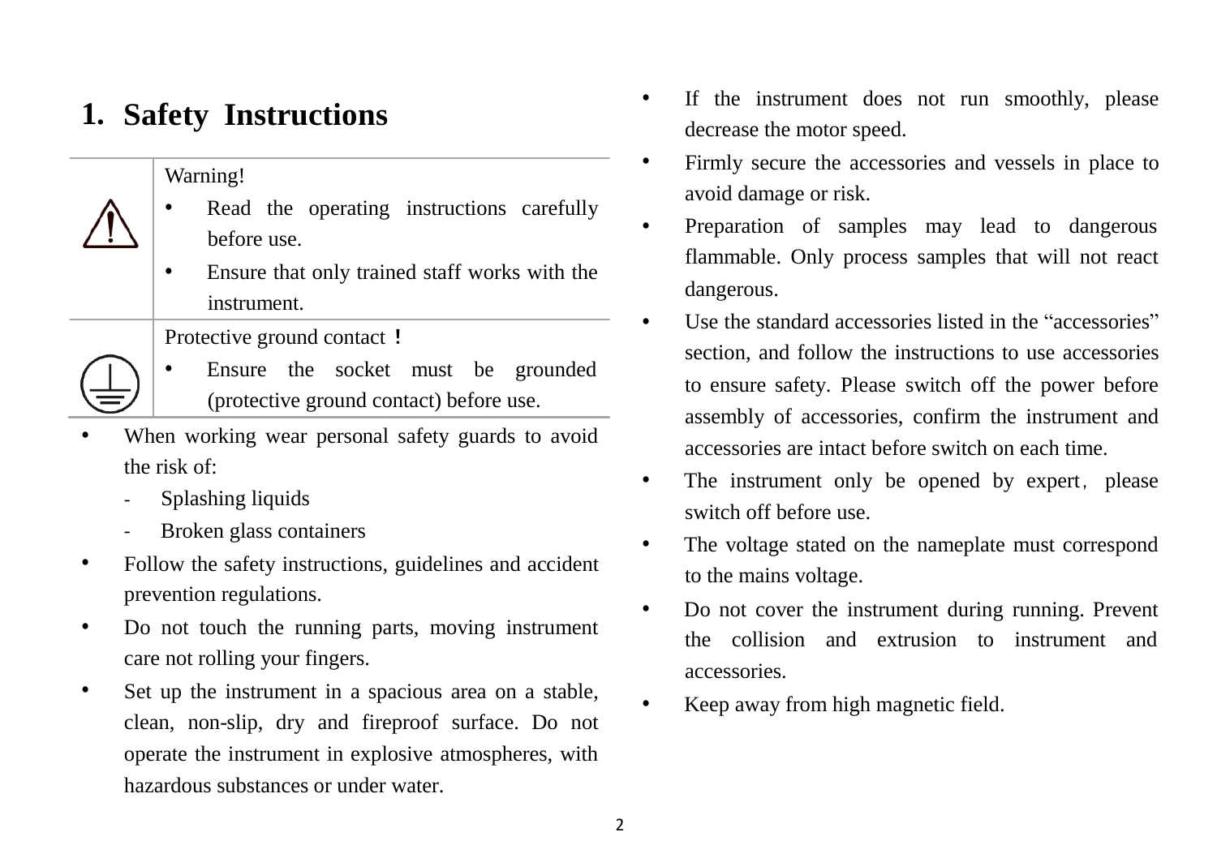# 1. Safety Instructions

| | |
|---|---|
| ⚠ | Warning!<br>• Read the operating instructions carefully before use.<br>• Ensure that only trained staff works with the instrument. |
| ⏚ | Protective ground contact！<br>• Ensure the socket must be grounded (protective ground contact) before use. |

- When working wear personal safety guards to avoid the risk of:
  - Splashing liquids
  - Broken glass containers
- Follow the safety instructions, guidelines and accident prevention regulations.
- Do not touch the running parts, moving instrument care not rolling your fingers.
- Set up the instrument in a spacious area on a stable, clean, non-slip, dry and fireproof surface. Do not operate the instrument in explosive atmospheres, with hazardous substances or under water.
- If the instrument does not run smoothly, please decrease the motor speed.
- Firmly secure the accessories and vessels in place to avoid damage or risk.
- Preparation of samples may lead to dangerous flammable. Only process samples that will not react dangerous.
- Use the standard accessories listed in the “accessories” section, and follow the instructions to use accessories to ensure safety. Please switch off the power before assembly of accessories, confirm the instrument and accessories are intact before switch on each time.
- The instrument only be opened by expert，please switch off before use.
- The voltage stated on the nameplate must correspond to the mains voltage.
- Do not cover the instrument during running. Prevent the collision and extrusion to instrument and accessories.
- Keep away from high magnetic field.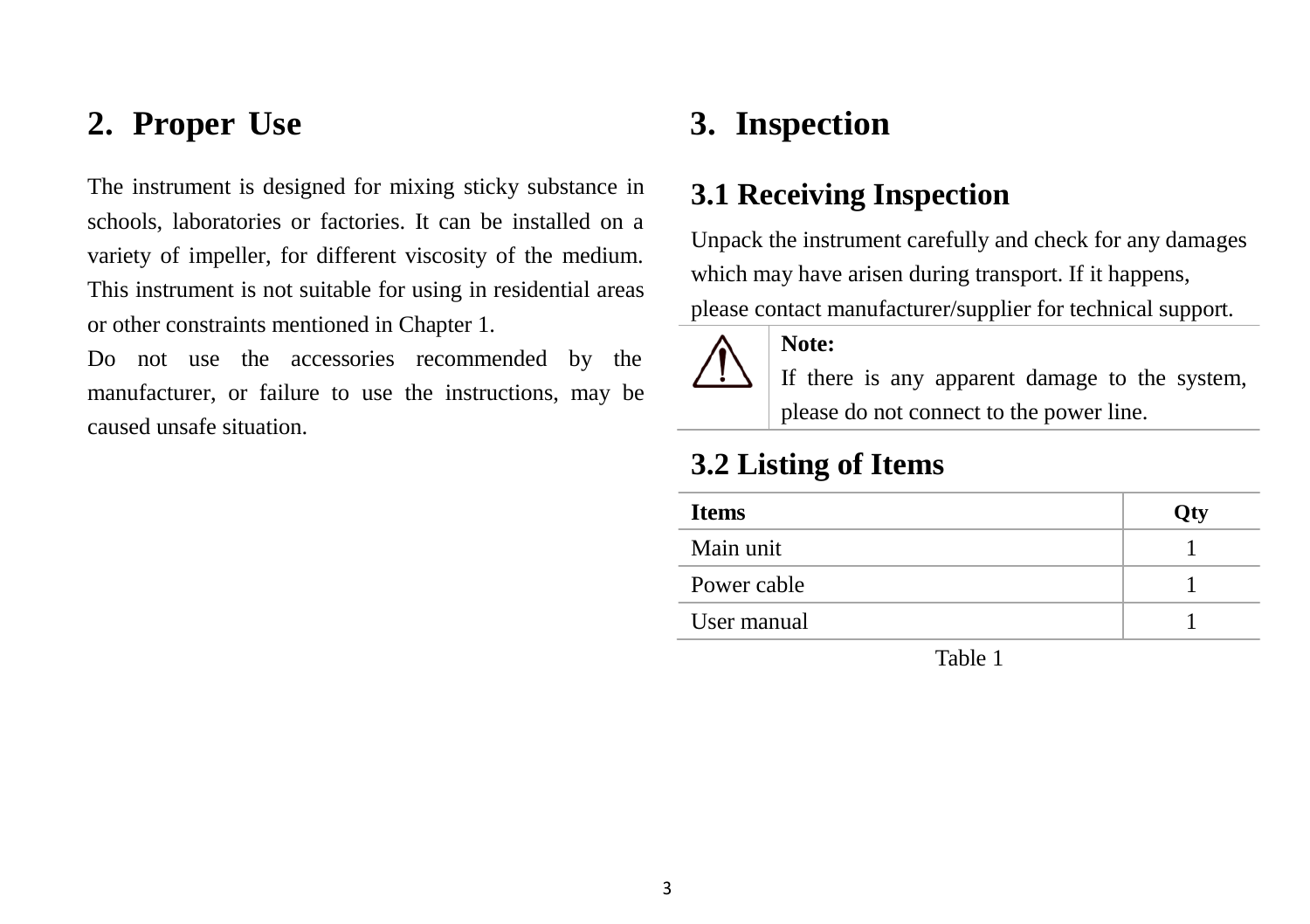## 2. Proper Use

The instrument is designed for mixing sticky substance in schools, laboratories or factories. It can be installed on a variety of impeller, for different viscosity of the medium. This instrument is not suitable for using in residential areas or other constraints mentioned in Chapter 1.

Do not use the accessories recommended by the manufacturer, or failure to use the instructions, may be caused unsafe situation.

## 3. Inspection

### 3.1 Receiving Inspection

Unpack the instrument carefully and check for any damages which may have arisen during transport. If it happens, please contact manufacturer/supplier for technical support.

| | |
|---|---|
| ⚠ | **Note:**<br>If there is any apparent damage to the system, please do not connect to the power line. |

### 3.2 Listing of Items

| Items | Qty |
|---|---|
| Main unit | 1 |
| Power cable | 1 |
| User manual | 1 |

Table 1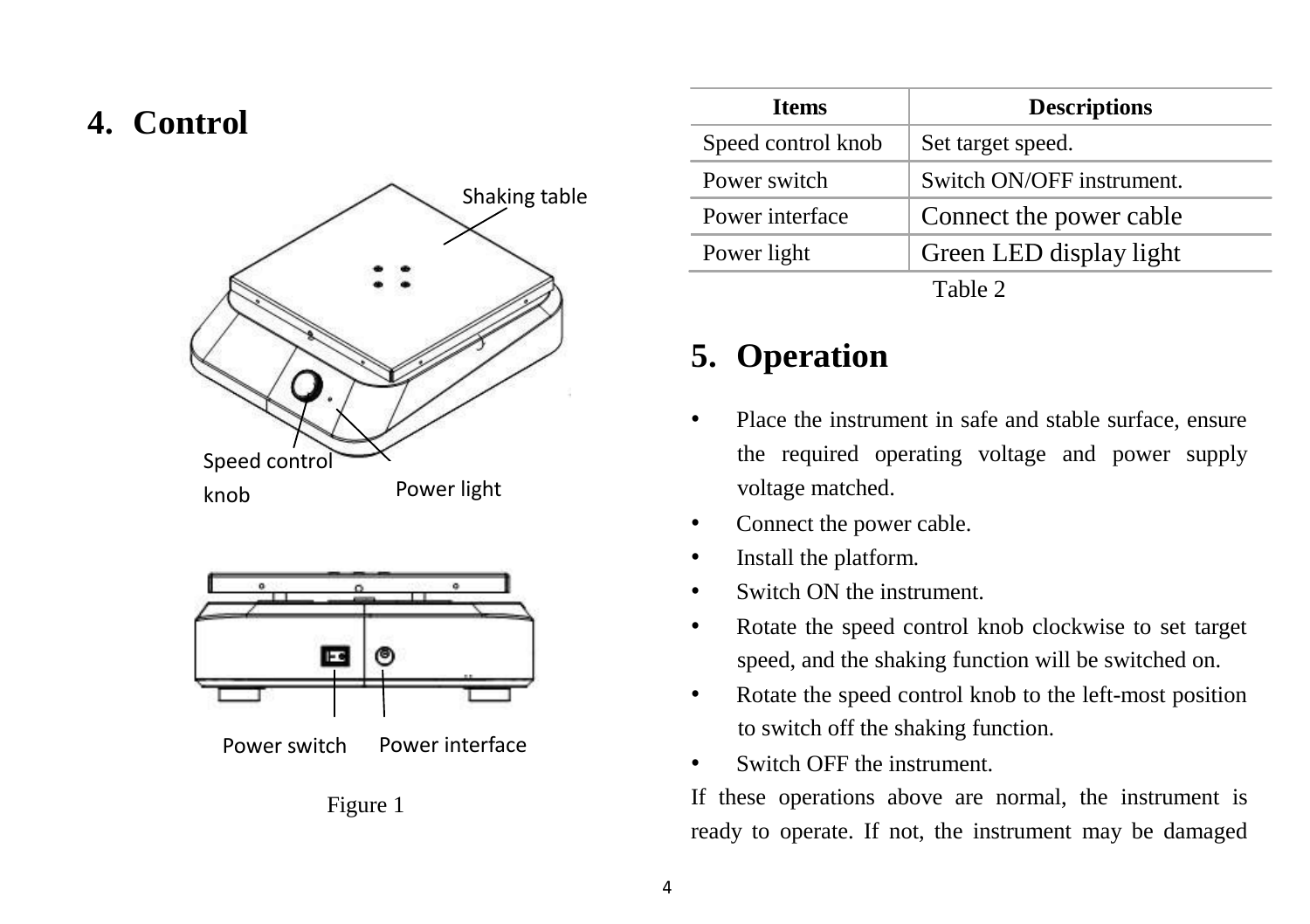## 4. Control

Shaking table

Speed control knob

Power light

Power switch

Power interface

Figure 1

| Items | Descriptions |
|---|---|
| Speed control knob | Set target speed. |
| Power switch | Switch ON/OFF instrument. |
| Power interface | Connect the power cable |
| Power light | Green LED display light |

Table 2

## 5. Operation

- Place the instrument in safe and stable surface, ensure the required operating voltage and power supply voltage matched.
- Connect the power cable.
- Install the platform.
- Switch ON the instrument.
- Rotate the speed control knob clockwise to set target speed, and the shaking function will be switched on.
- Rotate the speed control knob to the left-most position to switch off the shaking function.
- Switch OFF the instrument.

If these operations above are normal, the instrument is ready to operate. If not, the instrument may be damaged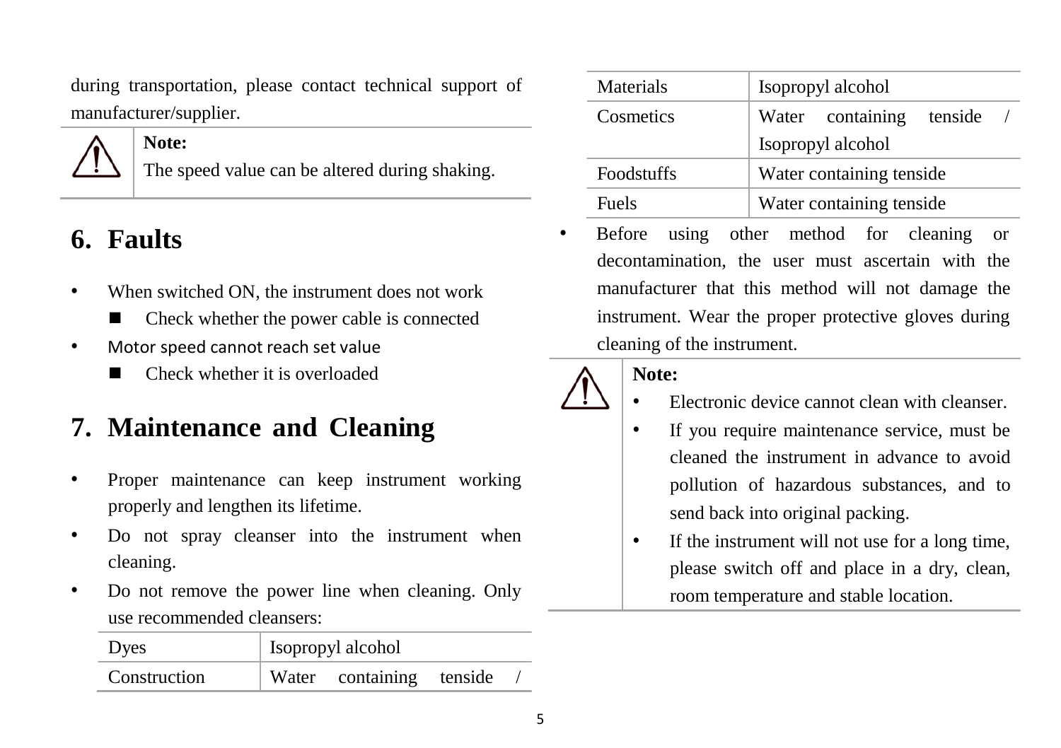during transportation, please contact technical support of manufacturer/supplier.

> **Note:**
> The speed value can be altered during shaking.

## 6. Faults

- When switched ON, the instrument does not work
  - Check whether the power cable is connected
- Motor speed cannot reach set value
  - Check whether it is overloaded

## 7. Maintenance and Cleaning

- Proper maintenance can keep instrument working properly and lengthen its lifetime.
- Do not spray cleanser into the instrument when cleaning.
- Do not remove the power line when cleaning. Only use recommended cleansers:

| | |
|---|---|
| Dyes | Isopropyl alcohol |
| Construction | Water containing tenside / |
| Materials | Isopropyl alcohol |
| Cosmetics | Water containing tenside / Isopropyl alcohol |
| Foodstuffs | Water containing tenside |
| Fuels | Water containing tenside |

- Before using other method for cleaning or decontamination, the user must ascertain with the manufacturer that this method will not damage the instrument. Wear the proper protective gloves during cleaning of the instrument.

> **Note:**
> - Electronic device cannot clean with cleanser.
> - If you require maintenance service, must be cleaned the instrument in advance to avoid pollution of hazardous substances, and to send back into original packing.
> - If the instrument will not use for a long time, please switch off and place in a dry, clean, room temperature and stable location.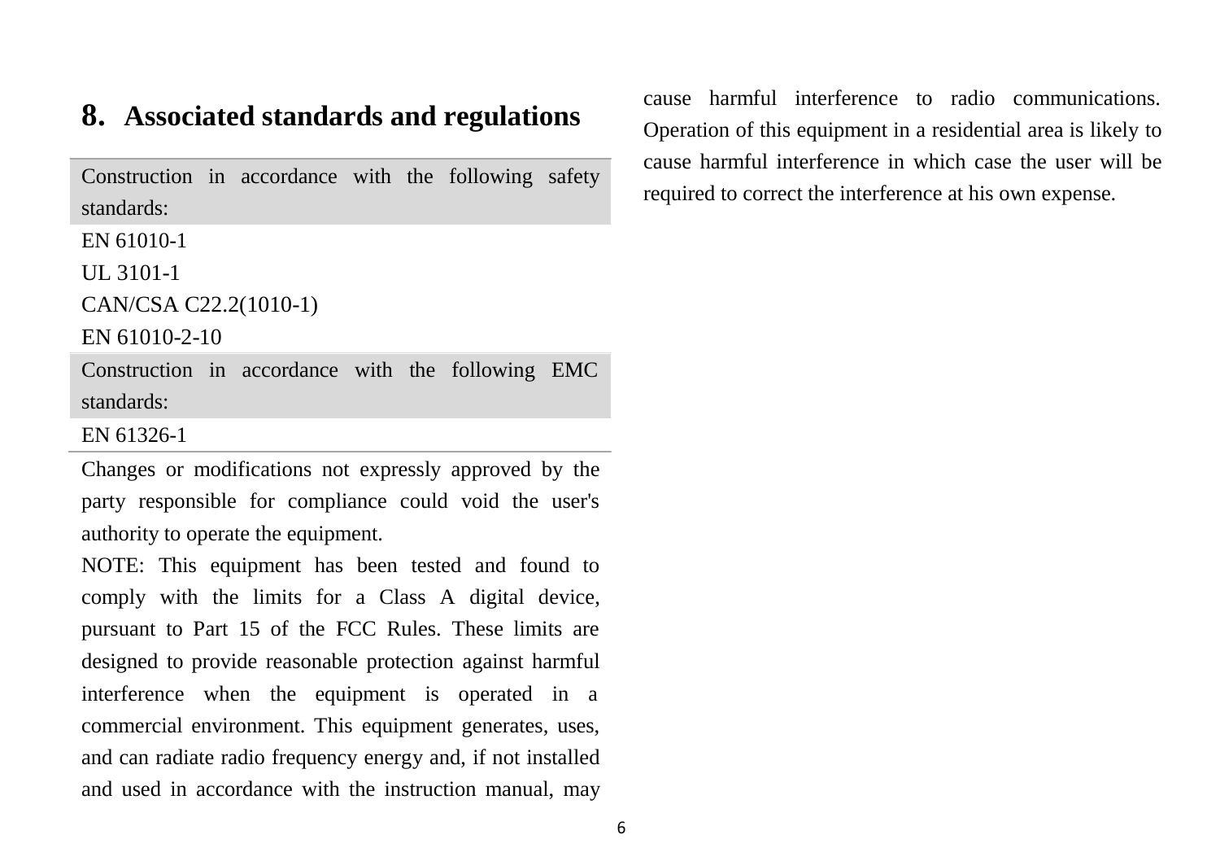## 8. Associated standards and regulations

| |
|---|
| Construction in accordance with the following safety standards: |
| EN 61010-1<br>UL 3101-1<br>CAN/CSA C22.2(1010-1)<br>EN 61010-2-10 |
| Construction in accordance with the following EMC standards: |
| EN 61326-1 |

Changes or modifications not expressly approved by the party responsible for compliance could void the user's authority to operate the equipment.

NOTE: This equipment has been tested and found to comply with the limits for a Class A digital device, pursuant to Part 15 of the FCC Rules. These limits are designed to provide reasonable protection against harmful interference when the equipment is operated in a commercial environment. This equipment generates, uses, and can radiate radio frequency energy and, if not installed and used in accordance with the instruction manual, may cause harmful interference to radio communications. Operation of this equipment in a residential area is likely to cause harmful interference in which case the user will be required to correct the interference at his own expense.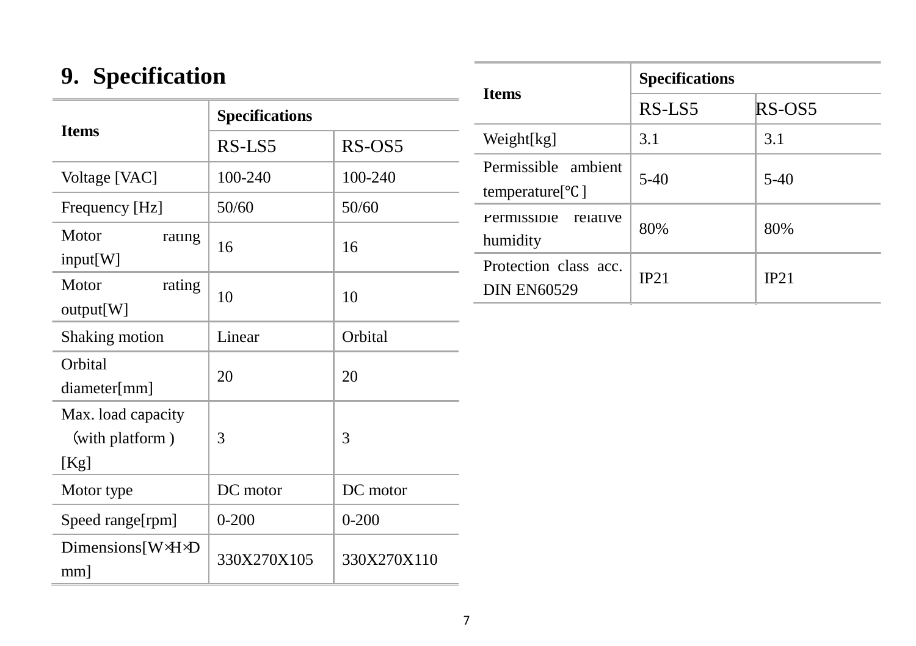## 9. Specification

| Items | Specifications | |
|---|---|---|
| | RS-LS5 | RS-OS5 |
| Voltage [VAC] | 100-240 | 100-240 |
| Frequency [Hz] | 50/60 | 50/60 |
| Motor rating input[W] | 16 | 16 |
| Motor rating output[W] | 10 | 10 |
| Shaking motion | Linear | Orbital |
| Orbital diameter[mm] | 20 | 20 |
| Max. load capacity （with platform ) [Kg] | 3 | 3 |
| Motor type | DC motor | DC motor |
| Speed range[rpm] | 0-200 | 0-200 |
| Dimensions[W×H×D mm] | 330X270X105 | 330X270X110 |

| Items | Specifications | |
|---|---|---|
| | RS-LS5 | RS-OS5 |
| Weight[kg] | 3.1 | 3.1 |
| Permissible ambient temperature[℃] | 5-40 | 5-40 |
| Permissible relative humidity | 80% | 80% |
| Protection class acc. DIN EN60529 | IP21 | IP21 |